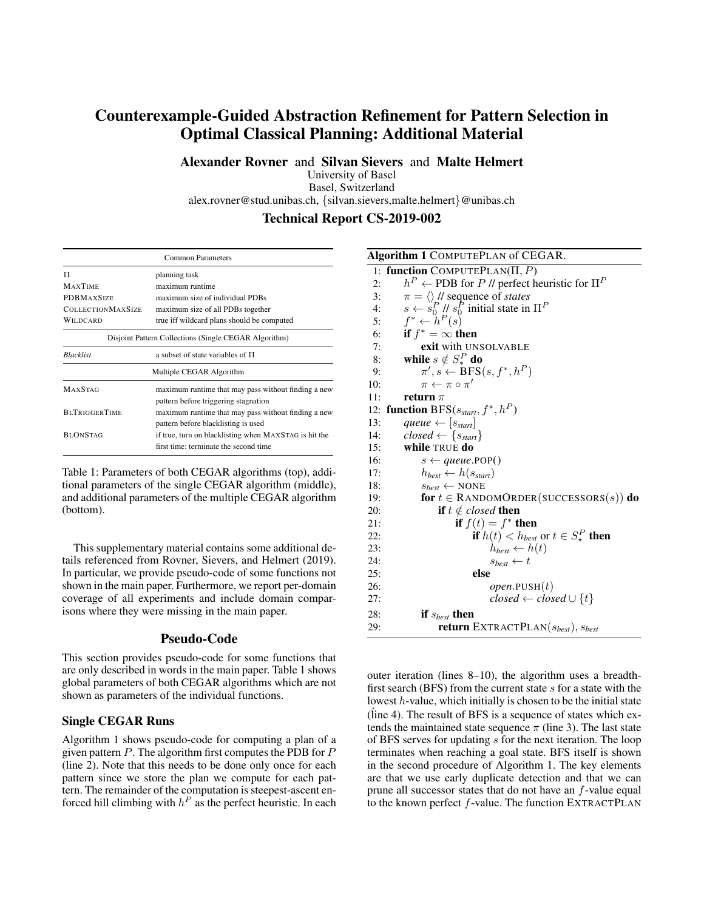# Counterexample-Guided Abstraction Refinement for Pattern Selection in Optimal Classical Planning: Additional Material

**Alexander Rovner** and **Silvan Sievers** and **Malte Helmert**
University of Basel
Basel, Switzerland
alex.rovner@stud.unibas.ch, {silvan.sievers,malte.helmert}@unibas.ch

## Technical Report CS-2019-002

| Common Parameters | |
|---|---|
| $\Pi$ | planning task |
| MAXTIME | maximum runtime |
| PDBMAXSIZE | maximum size of individual PDBs |
| COLLECTIONMAXSIZE | maximum size of all PDBs together |
| WILDCARD | true iff wildcard plans should be computed |
| **Disjoint Pattern Collections (Single CEGAR Algorithm)** | |
| *Blacklist* | a subset of state variables of $\Pi$ |
| **Multiple CEGAR Algorithm** | |
| MAXSTAG | maximum runtime that may pass without finding a new pattern before triggering stagnation |
| BLTRIGGERTIME | maximum runtime that may pass without finding a new pattern before blacklisting is used |
| BLONSTAG | if true, turn on blacklisting when MAXSTAG is hit the first time; terminate the second time |

Table 1: Parameters of both CEGAR algorithms (top), additional parameters of the single CEGAR algorithm (middle), and additional parameters of the multiple CEGAR algorithm (bottom).

This supplementary material contains some additional details referenced from Rovner, Sievers, and Helmert (2019). In particular, we provide pseudo-code of some functions not shown in the main paper. Furthermore, we report per-domain coverage of all experiments and include domain comparisons where they were missing in the main paper.

## Pseudo-Code

This section provides pseudo-code for some functions that are only described in words in the main paper. Table 1 shows global parameters of both CEGAR algorithms which are not shown as parameters of the individual functions.

### Single CEGAR Runs

Algorithm 1 shows pseudo-code for computing a plan of a given pattern $P$. The algorithm first computes the PDB for $P$ (line 2). Note that this needs to be done only once for each pattern since we store the plan we compute for each pattern. The remainder of the computation is steepest-ascent enforced hill climbing with $h^P$ as the perfect heuristic. In each outer iteration (lines 8–10), the algorithm uses a breadth-first search (BFS) from the current state $s$ for a state with the lowest $h$-value, which initially is chosen to be the initial state (line 4). The result of BFS is a sequence of states which extends the maintained state sequence $\pi$ (line 3). The last state of BFS serves for updating $s$ for the next iteration. The loop terminates when reaching a goal state. BFS itself is shown in the second procedure of Algorithm 1. The key elements are that we use early duplicate detection and that we can prune all successor states that do not have an $f$-value equal to the known perfect $f$-value. The function EXTRACTPLAN

**Algorithm 1** COMPUTEPLAN of CEGAR.

```
1:  function COMPUTEPLAN(Π, P)
2:      h^P ← PDB for P // perfect heuristic for Π^P
3:      π = ⟨⟩ // sequence of states
4:      s ← s_0^P // s_0^P initial state in Π^P
5:      f* ← h^P(s)
6:      if f* = ∞ then
7:          exit with UNSOLVABLE
8:      while s ∉ S_*^P do
9:          π', s ← BFS(s, f*, h^P)
10:         π ← π ∘ π'
11:     return π
12: function BFS(s_start, f*, h^P)
13:     queue ← [s_start]
14:     closed ← {s_start}
15:     while TRUE do
16:         s ← queue.POP()
17:         h_best ← h(s_start)
18:         s_best ← NONE
19:         for t ∈ RANDOMORDER(SUCCESSORS(s)) do
20:             if t ∉ closed then
21:                 if f(t) = f* then
22:                     if h(t) < h_best or t ∈ S_*^P then
23:                         h_best ← h(t)
24:                         s_best ← t
25:                     else
26:                         open.PUSH(t)
27:                         closed ← closed ∪ {t}
28:         if s_best then
29:             return EXTRACTPLAN(s_best), s_best
```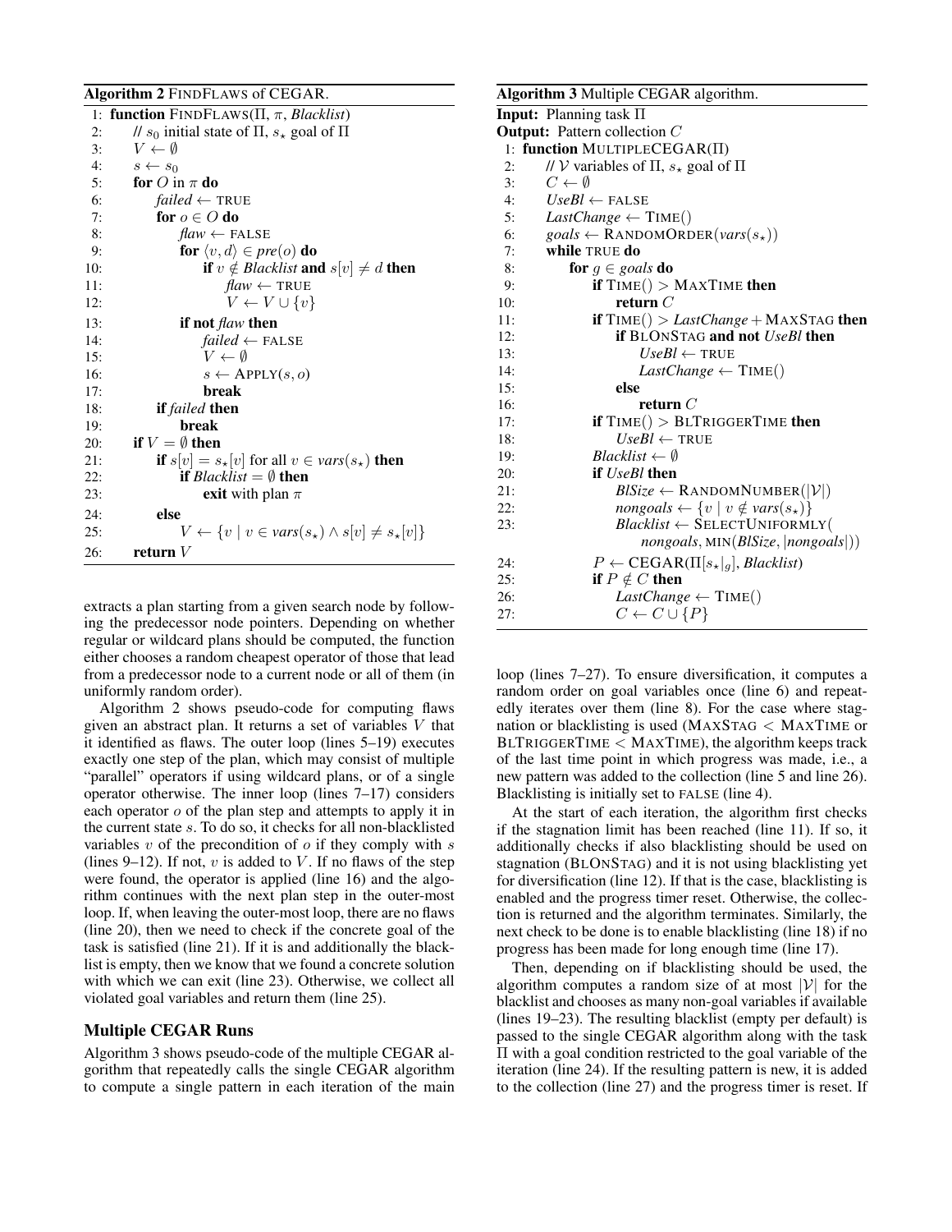**Algorithm 2** FINDFLAWS of CEGAR.

```
1:  function FINDFLAWS(Π, π, Blacklist)
2:      // s_0 initial state of Π, s_⋆ goal of Π
3:      V ← ∅
4:      s ← s_0
5:      for O in π do
6:          failed ← TRUE
7:          for o ∈ O do
8:              flaw ← FALSE
9:              for ⟨v, d⟩ ∈ pre(o) do
10:                 if v ∉ Blacklist and s[v] ≠ d then
11:                     flaw ← TRUE
12:                     V ← V ∪ {v}
13:             if not flaw then
14:                 failed ← FALSE
15:                 V ← ∅
16:                 s ← APPLY(s, o)
17:                 break
18:         if failed then
19:             break
20:     if V = ∅ then
21:         if s[v] = s_⋆[v] for all v ∈ vars(s_⋆) then
22:             if Blacklist = ∅ then
23:                 exit with plan π
24:         else
25:             V ← {v | v ∈ vars(s_⋆) ∧ s[v] ≠ s_⋆[v]}
26:     return V
```

extracts a plan starting from a given search node by following the predecessor node pointers. Depending on whether regular or wildcard plans should be computed, the function either chooses a random cheapest operator of those that lead from a predecessor node to a current node or all of them (in uniformly random order).

Algorithm 2 shows pseudo-code for computing flaws given an abstract plan. It returns a set of variables $V$ that it identified as flaws. The outer loop (lines 5–19) executes exactly one step of the plan, which may consist of multiple "parallel" operators if using wildcard plans, or of a single operator otherwise. The inner loop (lines 7–17) considers each operator $o$ of the plan step and attempts to apply it in the current state $s$. To do so, it checks for all non-blacklisted variables $v$ of the precondition of $o$ if they comply with $s$ (lines 9–12). If not, $v$ is added to $V$. If no flaws of the step were found, the operator is applied (line 16) and the algorithm continues with the next plan step in the outer-most loop. If, when leaving the outer-most loop, there are no flaws (line 20), then we need to check if the concrete goal of the task is satisfied (line 21). If it is and additionally the blacklist is empty, then we know that we found a concrete solution with which we can exit (line 23). Otherwise, we collect all violated goal variables and return them (line 25).

## Multiple CEGAR Runs

Algorithm 3 shows pseudo-code of the multiple CEGAR algorithm that repeatedly calls the single CEGAR algorithm to compute a single pattern in each iteration of the main loop (lines 7–27). To ensure diversification, it computes a random order on goal variables once (line 6) and repeatedly iterates over them (line 8). For the case where stagnation or blacklisting is used (MAXSTAG < MAXTIME or BLTRIGGERTIME < MAXTIME), the algorithm keeps track of the last time point in which progress was made, i.e., a new pattern was added to the collection (line 5 and line 26). Blacklisting is initially set to FALSE (line 4).

**Algorithm 3** Multiple CEGAR algorithm.

```
Input: Planning task Π
Output: Pattern collection C
1:  function MULTIPLECEGAR(Π)
2:      // 𝒱 variables of Π, s_⋆ goal of Π
3:      C ← ∅
4:      UseBl ← FALSE
5:      LastChange ← TIME()
6:      goals ← RANDOMORDER(vars(s_⋆))
7:      while TRUE do
8:          for g ∈ goals do
9:              if TIME() > MAXTIME then
10:                 return C
11:             if TIME() > LastChange + MAXSTAG then
12:                 if BLONSTAG and not UseBl then
13:                     UseBl ← TRUE
14:                     LastChange ← TIME()
15:                 else
16:                     return C
17:             if TIME() > BLTRIGGERTIME then
18:                 UseBl ← TRUE
19:             Blacklist ← ∅
20:             if UseBl then
21:                 BlSize ← RANDOMNUMBER(|𝒱|)
22:                 nongoals ← {v | v ∉ vars(s_⋆)}
23:                 Blacklist ← SELECTUNIFORMLY(
                        nongoals, MIN(BlSize, |nongoals|))
24:             P ← CEGAR(Π[s_⋆|_g], Blacklist)
25:             if P ∉ C then
26:                 LastChange ← TIME()
27:                 C ← C ∪ {P}
```

At the start of each iteration, the algorithm first checks if the stagnation limit has been reached (line 11). If so, it additionally checks if also blacklisting should be used on stagnation (BLONSTAG) and it is not using blacklisting yet for diversification (line 12). If that is the case, blacklisting is enabled and the progress timer reset. Otherwise, the collection is returned and the algorithm terminates. Similarly, the next check to be done is to enable blacklisting (line 18) if no progress has been made for long enough time (line 17).

Then, depending on if blacklisting should be used, the algorithm computes a random size of at most $|\mathcal{V}|$ for the blacklist and chooses as many non-goal variables if available (lines 19–23). The resulting blacklist (empty per default) is passed to the single CEGAR algorithm along with the task $\Pi$ with a goal condition restricted to the goal variable of the iteration (line 24). If the resulting pattern is new, it is added to the collection (line 27) and the progress timer is reset. If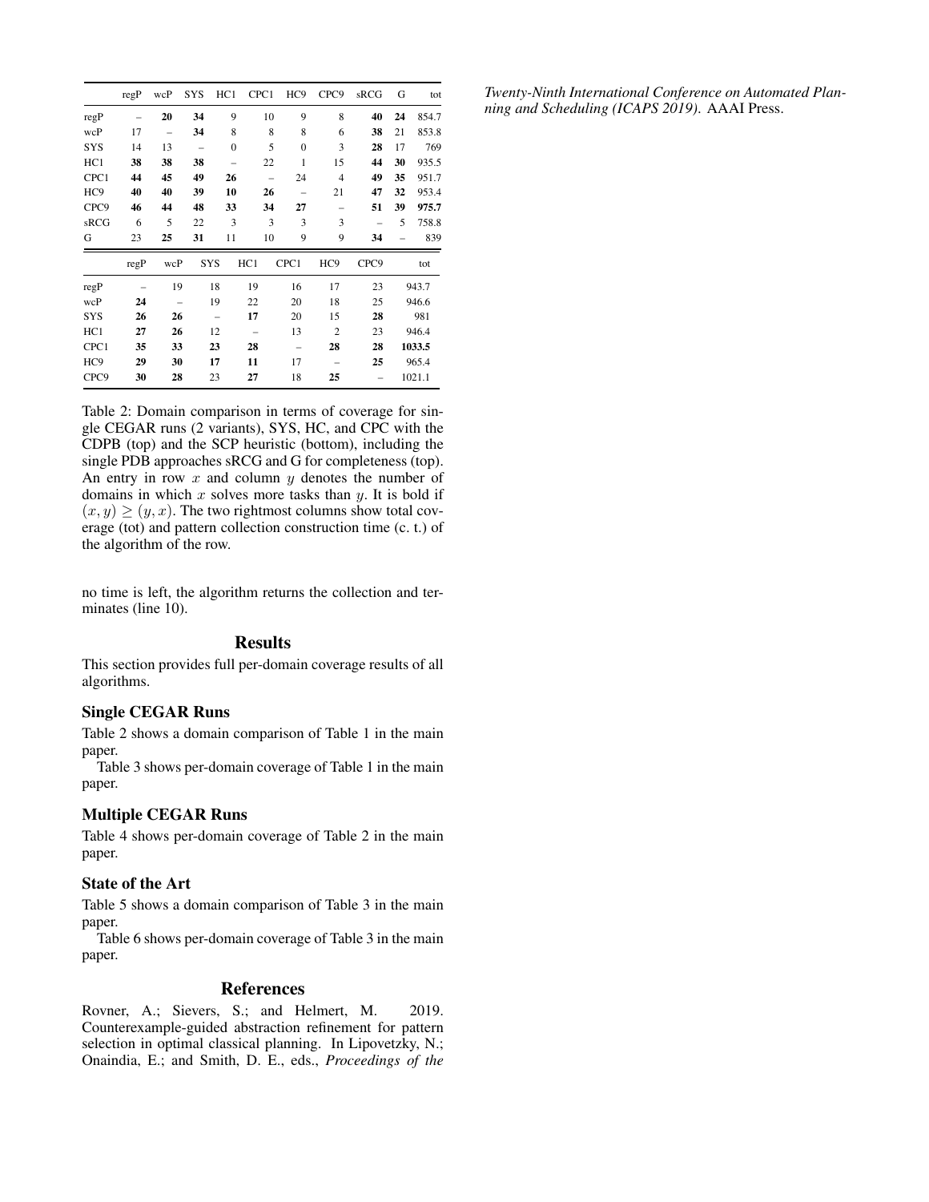|  | regP | wcP | SYS | HC1 | CPC1 | HC9 | CPC9 | sRCG | G | tot |
|---|---|---|---|---|---|---|---|---|---|---|
| regP | – | **20** | **34** | 9 | 10 | 9 | 8 | **40** | **24** | 854.7 |
| wcP | 17 | – | **34** | 8 | 8 | 8 | 6 | **38** | 21 | 853.8 |
| SYS | 14 | 13 | – | 0 | 5 | 0 | 3 | **28** | 17 | 769 |
| HC1 | **38** | **38** | **38** | – | 22 | 1 | 15 | **44** | **30** | 935.5 |
| CPC1 | **44** | **45** | **49** | **26** | – | 24 | 4 | **49** | **35** | 951.7 |
| HC9 | **40** | **40** | **39** | **10** | **26** | – | 21 | **47** | **32** | 953.4 |
| CPC9 | **46** | **44** | **48** | **33** | **34** | **27** | – | **51** | **39** | **975.7** |
| sRCG | 6 | 5 | 22 | 3 | 3 | 3 | 3 | – | 5 | 758.8 |
| G | 23 | **25** | **31** | 11 | 10 | 9 | 9 | **34** | – | 839 |

|  | regP | wcP | SYS | HC1 | CPC1 | HC9 | CPC9 | tot |
|---|---|---|---|---|---|---|---|---|
| regP | – | 19 | 18 | 19 | 16 | 17 | 23 | 943.7 |
| wcP | **24** | – | 19 | 22 | 20 | 18 | 25 | 946.6 |
| SYS | **26** | **26** | – | **17** | 20 | 15 | **28** | 981 |
| HC1 | **27** | **26** | 12 | – | 13 | 2 | 23 | 946.4 |
| CPC1 | **35** | **33** | **23** | **28** | – | **28** | **28** | **1033.5** |
| HC9 | **29** | **30** | **17** | **11** | 17 | – | **25** | 965.4 |
| CPC9 | **30** | **28** | 23 | **27** | 18 | **25** | – | 1021.1 |

Table 2: Domain comparison in terms of coverage for single CEGAR runs (2 variants), SYS, HC, and CPC with the CDPB (top) and the SCP heuristic (bottom), including the single PDB approaches sRCG and G for completeness (top). An entry in row $x$ and column $y$ denotes the number of domains in which $x$ solves more tasks than $y$. It is bold if $(x, y) \geq (y, x)$. The two rightmost columns show total coverage (tot) and pattern collection construction time (c. t.) of the algorithm of the row.

no time is left, the algorithm returns the collection and terminates (line 10).

## Results

This section provides full per-domain coverage results of all algorithms.

### Single CEGAR Runs

Table 2 shows a domain comparison of Table 1 in the main paper.

Table 3 shows per-domain coverage of Table 1 in the main paper.

### Multiple CEGAR Runs

Table 4 shows per-domain coverage of Table 2 in the main paper.

### State of the Art

Table 5 shows a domain comparison of Table 3 in the main paper.

Table 6 shows per-domain coverage of Table 3 in the main paper.

## References

Rovner, A.; Sievers, S.; and Helmert, M. 2019. Counterexample-guided abstraction refinement for pattern selection in optimal classical planning. In Lipovetzky, N.; Onaindia, E.; and Smith, D. E., eds., *Proceedings of the Twenty-Ninth International Conference on Automated Planning and Scheduling (ICAPS 2019)*. AAAI Press.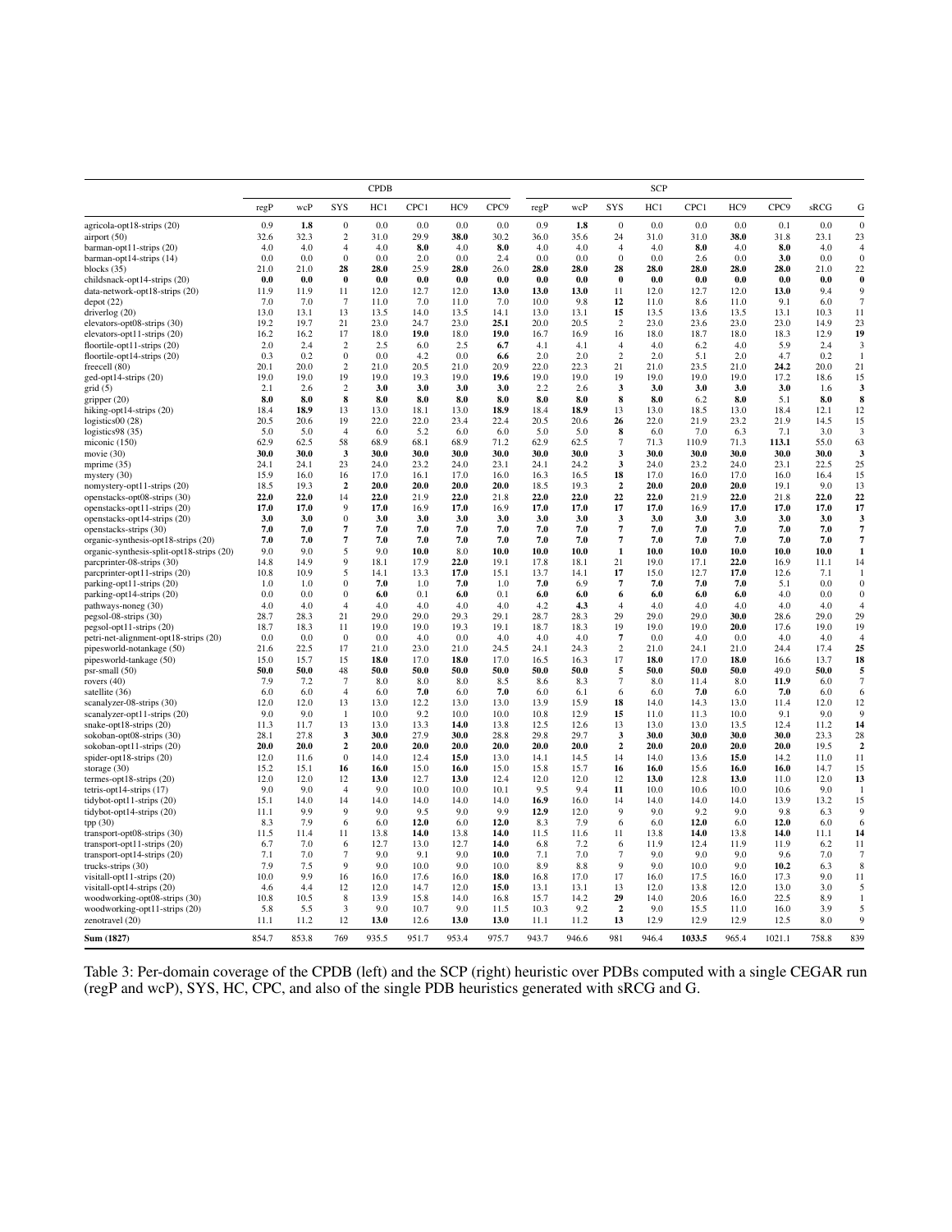| | CPDB | | | | | | | SCP | | | | | | | | |
|---|---|---|---|---|---|---|---|---|---|---|---|---|---|---|---|---|
| | regP | wcP | SYS | HC1 | CPC1 | HC9 | CPC9 | regP | wcP | SYS | HC1 | CPC1 | HC9 | CPC9 | sRCG | G |
| agricola-opt18-strips (20) | 0.9 | **1.8** | 0 | 0.0 | 0.0 | 0.0 | 0.0 | 0.9 | **1.8** | 0 | 0.0 | 0.0 | 0.0 | 0.1 | 0.0 | 0 |
| airport (50) | 32.6 | 32.3 | 2 | 31.0 | 29.9 | **38.0** | 30.2 | 36.0 | 35.6 | 24 | 31.0 | 31.0 | **38.0** | 31.8 | 23.1 | 23 |
| barman-opt11-strips (20) | 4.0 | 4.0 | 4 | 4.0 | **8.0** | 4.0 | **8.0** | 4.0 | 4.0 | 4 | 4.0 | **8.0** | 4.0 | **8.0** | 4.0 | 4 |
| barman-opt14-strips (14) | 0.0 | 0.0 | 0 | 0.0 | 2.0 | 0.0 | 2.4 | 0.0 | 0.0 | 0 | 0.0 | 2.6 | 0.0 | **3.0** | 0.0 | 0 |
| blocks (35) | 21.0 | 21.0 | **28** | **28.0** | 25.9 | **28.0** | 26.0 | **28.0** | **28.0** | **28** | **28.0** | **28.0** | **28.0** | **28.0** | 21.0 | 22 |
| childsnack-opt14-strips (20) | **0.0** | **0.0** | **0** | **0.0** | **0.0** | **0.0** | **0.0** | **0.0** | **0.0** | **0** | **0.0** | **0.0** | **0.0** | **0.0** | **0.0** | **0** |
| data-network-opt18-strips (20) | 11.9 | 11.9 | 11 | 12.0 | 12.7 | 12.0 | **13.0** | **13.0** | **13.0** | 11 | 12.0 | 12.7 | 12.0 | **13.0** | 9.4 | 9 |
| depot (22) | 7.0 | 7.0 | 7 | 11.0 | 7.0 | 11.0 | 7.0 | 10.0 | 9.8 | **12** | 11.0 | 8.6 | 11.0 | 9.1 | 6.0 | 7 |
| driverlog (20) | 13.0 | 13.1 | 13 | 13.5 | 14.0 | 13.5 | 14.1 | 13.0 | 13.1 | **15** | 13.5 | 13.6 | 13.5 | 13.1 | 10.3 | 11 |
| elevators-opt08-strips (30) | 19.2 | 19.7 | 21 | 23.0 | 24.7 | 23.0 | **25.1** | 20.0 | 20.5 | 2 | 23.0 | 23.6 | 23.0 | 23.0 | 14.9 | 23 |
| elevators-opt11-strips (20) | 16.2 | 16.2 | 17 | 18.0 | **19.0** | 18.0 | **19.0** | 16.7 | 16.9 | 16 | 18.0 | 18.7 | 18.0 | 18.3 | 12.9 | **19** |
| floortile-opt11-strips (20) | 2.0 | 2.4 | 2 | 2.5 | 6.0 | 2.5 | **6.7** | 4.1 | 4.1 | 4 | 4.0 | 6.2 | 4.0 | 5.9 | 2.4 | 3 |
| floortile-opt14-strips (20) | 0.3 | 0.2 | 0 | 0.0 | 4.2 | 0.0 | **6.6** | 2.0 | 2.0 | 2 | 2.0 | 5.1 | 2.0 | 4.7 | 0.2 | 1 |
| freecell (80) | 20.1 | 20.0 | 2 | 21.0 | 20.5 | 21.0 | 20.9 | 22.0 | 22.3 | 21 | 21.0 | 23.5 | 21.0 | **24.2** | 20.0 | 21 |
| ged-opt14-strips (20) | 19.0 | 19.0 | 19 | 19.0 | 19.3 | 19.0 | **19.6** | 19.0 | 19.0 | 19 | 19.0 | 19.0 | 19.0 | 17.2 | 18.6 | 15 |
| grid (5) | 2.1 | 2.6 | 2 | **3.0** | **3.0** | **3.0** | **3.0** | 2.2 | 2.6 | **3** | **3.0** | **3.0** | **3.0** | **3.0** | 1.6 | **3** |
| gripper (20) | **8.0** | **8.0** | **8** | **8.0** | **8.0** | **8.0** | **8.0** | **8.0** | **8.0** | **8** | **8.0** | 6.2 | **8.0** | 5.1 | **8.0** | **8** |
| hiking-opt14-strips (20) | 18.4 | **18.9** | 13 | 13.0 | 18.1 | 13.0 | **18.9** | 18.4 | **18.9** | 13 | 13.0 | 18.5 | 13.0 | 18.4 | 12.1 | 12 |
| logistics00 (28) | 20.5 | 20.6 | 19 | 22.0 | 22.0 | 23.4 | 22.4 | 20.5 | 20.6 | **26** | 22.0 | 21.9 | 23.2 | 21.9 | 14.5 | 15 |
| logistics98 (35) | 5.0 | 5.0 | 4 | 6.0 | 5.2 | 6.0 | 6.0 | 5.0 | 5.0 | **8** | 6.0 | 7.0 | 6.3 | 7.1 | 3.0 | 3 |
| miconic (150) | 62.9 | 62.5 | 58 | 68.9 | 68.1 | 68.9 | 71.2 | 62.9 | 62.5 | 7 | 71.3 | 110.9 | 71.3 | **113.1** | 55.0 | 63 |
| movie (30) | **30.0** | **30.0** | **3** | **30.0** | **30.0** | **30.0** | **30.0** | **30.0** | **30.0** | **3** | **30.0** | **30.0** | **30.0** | **30.0** | **30.0** | **3** |
| mprime (35) | 24.1 | 24.1 | 23 | 24.0 | 23.2 | 24.0 | 23.1 | 24.1 | 24.2 | **3** | 24.0 | 23.2 | 24.0 | 23.1 | 22.5 | 25 |
| mystery (30) | 15.9 | 16.0 | 16 | 17.0 | 16.1 | 17.0 | 16.0 | 16.3 | 16.5 | **18** | 17.0 | 16.0 | 17.0 | 16.0 | 16.4 | 15 |
| nomystery-opt11-strips (20) | 18.5 | 19.3 | **2** | **20.0** | **20.0** | **20.0** | **20.0** | 18.5 | 19.3 | **2** | **20.0** | **20.0** | **20.0** | 19.1 | 9.0 | 13 |
| openstacks-opt08-strips (30) | **22.0** | **22.0** | 14 | **22.0** | 21.9 | **22.0** | 21.8 | **22.0** | **22.0** | **22** | **22.0** | 21.9 | **22.0** | 21.8 | **22.0** | **22** |
| openstacks-opt11-strips (20) | **17.0** | **17.0** | 9 | **17.0** | 16.9 | **17.0** | 16.9 | **17.0** | **17.0** | **17** | **17.0** | 16.9 | **17.0** | **17.0** | **17.0** | **17** |
| openstacks-opt14-strips (20) | **3.0** | **3.0** | 0 | **3.0** | **3.0** | **3.0** | **3.0** | **3.0** | **3.0** | **3** | **3.0** | **3.0** | **3.0** | **3.0** | **3.0** | **3** |
| openstacks-strips (30) | **7.0** | **7.0** | **7** | **7.0** | **7.0** | **7.0** | **7.0** | **7.0** | **7.0** | **7** | **7.0** | **7.0** | **7.0** | **7.0** | **7.0** | **7** |
| organic-synthesis-opt18-strips (20) | **7.0** | **7.0** | **7** | **7.0** | **7.0** | **7.0** | **7.0** | **7.0** | **7.0** | **7** | **7.0** | **7.0** | **7.0** | **7.0** | **7.0** | **7** |
| organic-synthesis-split-opt18-strips (20) | 9.0 | 9.0 | 5 | 9.0 | **10.0** | 8.0 | **10.0** | **10.0** | **10.0** | **1** | **10.0** | **10.0** | **10.0** | **10.0** | **10.0** | **1** |
| parcprinter-08-strips (30) | 14.8 | 14.9 | 9 | 18.1 | 17.9 | **22.0** | 19.1 | 17.8 | 18.1 | 21 | 19.0 | 17.1 | **22.0** | 16.9 | 11.1 | 14 |
| parcprinter-opt11-strips (20) | 10.8 | 10.9 | 5 | 14.1 | 13.3 | **17.0** | 15.1 | 13.7 | 14.1 | **17** | 15.0 | 12.7 | **17.0** | 12.6 | 7.1 | 1 |
| parking-opt11-strips (20) | 1.0 | 1.0 | 0 | **7.0** | 1.0 | **7.0** | 1.0 | **7.0** | 6.9 | **7** | **7.0** | **7.0** | **7.0** | 5.1 | 0.0 | 0 |
| parking-opt14-strips (20) | 0.0 | 0.0 | 0 | **6.0** | 0.1 | **6.0** | 0.1 | **6.0** | **6.0** | **6** | **6.0** | **6.0** | **6.0** | 4.0 | 0.0 | 0 |
| pathways-noneg (30) | 4.0 | 4.0 | 4 | 4.0 | 4.0 | 4.0 | 4.0 | 4.2 | **4.3** | 4 | 4.0 | 4.0 | 4.0 | 4.0 | 4.0 | 4 |
| pegsol-08-strips (30) | 28.7 | 28.3 | 21 | 29.0 | 29.0 | 29.3 | 29.1 | 28.7 | 28.3 | 29 | 29.0 | 29.0 | **30.0** | 28.6 | 29.0 | 29 |
| pegsol-opt11-strips (20) | 18.7 | 18.3 | 11 | 19.0 | 19.0 | 19.3 | 19.1 | 18.7 | 18.3 | 19 | 19.0 | 19.0 | **20.0** | 17.6 | 19.0 | 19 |
| petri-net-alignment-opt18-strips (20) | 0.0 | 0.0 | 0 | 0.0 | 4.0 | 0.0 | 4.0 | 4.0 | 4.0 | **7** | 0.0 | 4.0 | 0.0 | 4.0 | 4.0 | 4 |
| pipesworld-notankage (50) | 21.6 | 22.5 | 17 | 21.0 | 23.0 | 21.0 | 24.5 | 24.1 | 24.3 | 2 | 21.0 | 24.1 | 21.0 | 24.4 | 17.4 | **25** |
| pipesworld-tankage (50) | 15.0 | 15.7 | 15 | **18.0** | 17.0 | **18.0** | 17.0 | 16.5 | 16.3 | 17 | **18.0** | 17.0 | **18.0** | 16.6 | 13.7 | **18** |
| psr-small (50) | **50.0** | **50.0** | 48 | **50.0** | **50.0** | **50.0** | **50.0** | **50.0** | **50.0** | **5** | **50.0** | **50.0** | **50.0** | 49.0 | **50.0** | **5** |
| rovers (40) | 7.9 | 7.2 | 7 | 8.0 | 8.0 | 8.0 | 8.5 | 8.6 | 8.3 | 7 | 8.0 | 11.4 | 8.0 | **11.9** | 6.0 | 7 |
| satellite (36) | 6.0 | 6.0 | 4 | 6.0 | **7.0** | 6.0 | **7.0** | 6.0 | 6.1 | 6 | 6.0 | **7.0** | 6.0 | **7.0** | 6.0 | 6 |
| scanalyzer-08-strips (30) | 12.0 | 12.0 | 13 | 13.0 | 12.2 | 13.0 | 13.0 | 13.9 | 15.9 | **18** | 14.0 | 14.3 | 13.0 | 11.4 | 12.0 | 12 |
| scanalyzer-opt11-strips (20) | 9.0 | 9.0 | 1 | 10.0 | 9.2 | 10.0 | 10.0 | 10.8 | 12.9 | **15** | 11.0 | 11.3 | 10.0 | 9.1 | 9.0 | 9 |
| snake-opt18-strips (20) | 11.3 | 11.7 | 13 | 13.0 | 13.3 | **14.0** | 13.8 | 12.5 | 12.6 | 13 | 13.0 | 13.0 | 13.5 | 12.4 | 11.2 | **14** |
| sokoban-opt08-strips (30) | 28.1 | 27.8 | **3** | **30.0** | 27.9 | **30.0** | 28.8 | 29.8 | 29.7 | **3** | **30.0** | **30.0** | **30.0** | **30.0** | 23.3 | 28 |
| sokoban-opt11-strips (20) | **20.0** | **20.0** | **2** | **20.0** | **20.0** | **20.0** | **20.0** | **20.0** | **20.0** | **2** | **20.0** | **20.0** | **20.0** | **20.0** | 19.5 | **2** |
| spider-opt18-strips (20) | 12.0 | 11.6 | 0 | 14.0 | 12.4 | **15.0** | 13.0 | 14.1 | 14.5 | 14 | 14.0 | 13.6 | **15.0** | 14.2 | 11.0 | 11 |
| storage (30) | 15.2 | 15.1 | **16** | **16.0** | 15.0 | **16.0** | 15.0 | 15.8 | 15.7 | **16** | **16.0** | 15.6 | **16.0** | **16.0** | 14.7 | 15 |
| termes-opt18-strips (20) | 12.0 | 12.0 | 12 | **13.0** | 12.7 | **13.0** | 12.4 | 12.0 | 12.0 | 12 | **13.0** | 12.8 | **13.0** | 11.0 | 12.0 | **13** |
| tetris-opt14-strips (17) | 9.0 | 9.0 | 4 | 9.0 | 10.0 | 10.0 | 10.1 | 9.5 | 9.4 | **11** | 10.0 | 10.6 | 10.0 | 10.6 | 9.0 | 1 |
| tidybot-opt11-strips (20) | 15.1 | 14.0 | 14 | 14.0 | 14.0 | 14.0 | 14.0 | **16.9** | 16.0 | 14 | 14.0 | 14.0 | 14.0 | 13.9 | 13.2 | 15 |
| tidybot-opt14-strips (20) | 11.1 | 9.9 | 9 | 9.0 | 9.5 | 9.0 | 9.9 | **12.9** | 12.0 | 9 | 9.0 | 9.2 | 9.0 | 9.8 | 6.3 | 9 |
| tpp (30) | 8.3 | 7.9 | 6 | 6.0 | **12.0** | 6.0 | **12.0** | 8.3 | 7.9 | 6 | 6.0 | **12.0** | 6.0 | **12.0** | 6.0 | 6 |
| transport-opt08-strips (30) | 11.5 | 11.4 | 11 | 13.8 | **14.0** | 13.8 | **14.0** | 11.5 | 11.6 | 11 | 13.8 | **14.0** | 13.8 | **14.0** | 11.1 | **14** |
| transport-opt11-strips (20) | 6.7 | 7.0 | 6 | 12.7 | 13.0 | 12.7 | **14.0** | 6.8 | 7.2 | 6 | 11.9 | 12.4 | 11.9 | 11.9 | 6.2 | 11 |
| transport-opt14-strips (20) | 7.1 | 7.0 | 7 | 9.0 | 9.1 | 9.0 | **10.0** | 7.1 | 7.0 | 7 | 9.0 | 9.0 | 9.0 | 9.6 | 7.0 | 7 |
| trucks-strips (30) | 7.9 | 7.5 | 9 | 9.0 | 10.0 | 9.0 | 10.0 | 8.9 | 8.8 | 9 | 9.0 | 10.0 | 9.0 | **10.2** | 6.3 | 8 |
| visitall-opt11-strips (20) | 10.0 | 9.9 | 16 | 16.0 | 17.6 | 16.0 | **18.0** | 16.8 | 17.0 | 17 | 16.0 | 17.5 | 16.0 | 17.3 | 9.0 | 11 |
| visitall-opt14-strips (20) | 4.6 | 4.4 | 12 | 12.0 | 14.7 | 12.0 | **15.0** | 13.1 | 13.1 | 13 | 12.0 | 13.8 | 12.0 | 13.0 | 3.0 | 5 |
| woodworking-opt08-strips (30) | 10.8 | 10.5 | 8 | 13.9 | 15.8 | 14.0 | 16.8 | 15.7 | 14.2 | **29** | 14.0 | 20.6 | 16.0 | 22.5 | 8.9 | 1 |
| woodworking-opt11-strips (20) | 5.8 | 5.5 | 3 | 9.0 | 10.7 | 9.0 | 11.5 | 10.3 | 9.2 | **2** | 9.0 | 15.5 | 11.0 | 16.0 | 3.9 | 5 |
| zenotravel (20) | 11.1 | 11.2 | 12 | **13.0** | 12.6 | **13.0** | **13.0** | 11.1 | 11.2 | **13** | 12.9 | 12.9 | 12.9 | 12.5 | 8.0 | 9 |
| **Sum (1827)** | 854.7 | 853.8 | 769 | 935.5 | 951.7 | 953.4 | 975.7 | 943.7 | 946.6 | 981 | 946.4 | **1033.5** | 965.4 | 1021.1 | 758.8 | 839 |

Table 3: Per-domain coverage of the CPDB (left) and the SCP (right) heuristic over PDBs computed with a single CEGAR run (regP and wcP), SYS, HC, CPC, and also of the single PDB heuristics generated with sRCG and G.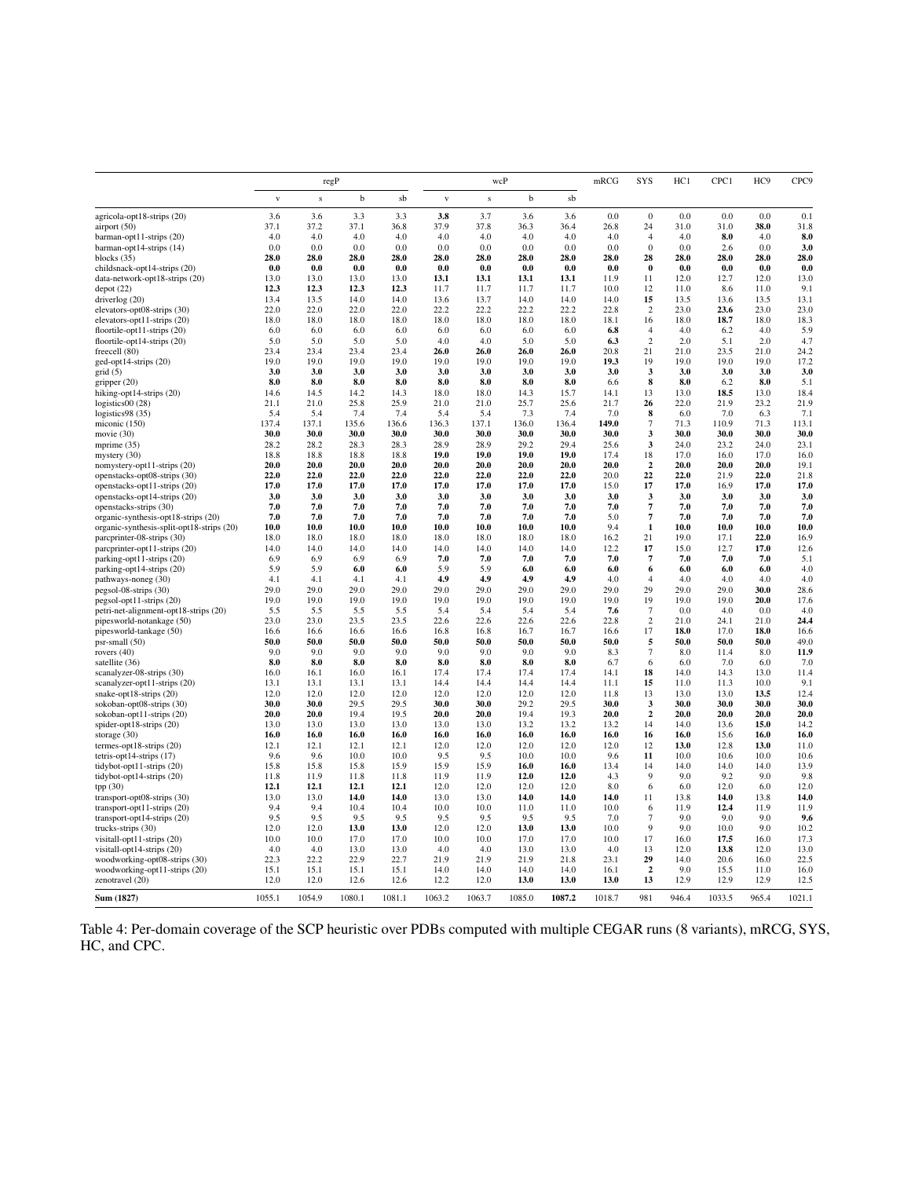| | regP | | | | wcP | | | | mRCG | SYS | HC1 | CPC1 | HC9 | CPC9 |
|---|---|---|---|---|---|---|---|---|---|---|---|---|---|---|
| | v | s | b | sb | v | s | b | sb | | | | | | |
| agricola-opt18-strips (20) | 3.6 | 3.6 | 3.3 | 3.3 | **3.8** | 3.7 | 3.6 | 3.6 | 0.0 | 0 | 0.0 | 0.0 | 0.0 | 0.1 |
| airport (50) | 37.1 | 37.2 | 37.1 | 36.8 | 37.9 | 37.8 | 36.3 | 36.4 | 26.8 | 24 | 31.0 | 31.0 | **38.0** | 31.8 |
| barman-opt11-strips (20) | 4.0 | 4.0 | 4.0 | 4.0 | 4.0 | 4.0 | 4.0 | 4.0 | 4.0 | 4 | 4.0 | **8.0** | 4.0 | **8.0** |
| barman-opt14-strips (14) | 0.0 | 0.0 | 0.0 | 0.0 | 0.0 | 0.0 | 0.0 | 0.0 | 0.0 | 0 | 0.0 | 2.6 | 0.0 | **3.0** |
| blocks (35) | **28.0** | **28.0** | **28.0** | **28.0** | **28.0** | **28.0** | **28.0** | **28.0** | **28.0** | **28** | **28.0** | **28.0** | **28.0** | **28.0** |
| childsnack-opt14-strips (20) | **0.0** | **0.0** | **0.0** | **0.0** | **0.0** | **0.0** | **0.0** | **0.0** | **0.0** | **0** | **0.0** | **0.0** | **0.0** | **0.0** |
| data-network-opt18-strips (20) | 13.0 | 13.0 | 13.0 | 13.0 | **13.1** | **13.1** | **13.1** | **13.1** | 11.9 | 11 | 12.0 | 12.7 | 12.0 | 13.0 |
| depot (22) | **12.3** | **12.3** | **12.3** | **12.3** | 11.7 | 11.7 | 11.7 | 11.7 | 10.0 | 12 | 11.0 | 8.6 | 11.0 | 9.1 |
| driverlog (20) | 13.4 | 13.5 | 14.0 | 14.0 | 13.6 | 13.7 | 14.0 | 14.0 | 14.0 | **15** | 13.5 | 13.6 | 13.5 | 13.1 |
| elevators-opt08-strips (30) | 22.0 | 22.0 | 22.0 | 22.0 | 22.2 | 22.2 | 22.2 | 22.2 | 22.8 | 2 | 23.0 | **23.6** | 23.0 | 23.0 |
| elevators-opt11-strips (20) | 18.0 | 18.0 | 18.0 | 18.0 | 18.0 | 18.0 | 18.0 | 18.0 | 18.1 | 16 | 18.0 | **18.7** | 18.0 | 18.3 |
| floortile-opt11-strips (20) | 6.0 | 6.0 | 6.0 | 6.0 | 6.0 | 6.0 | 6.0 | 6.0 | **6.8** | 4 | 4.0 | 6.2 | 4.0 | 5.9 |
| floortile-opt14-strips (20) | 5.0 | 5.0 | 5.0 | 5.0 | 4.0 | 4.0 | 5.0 | 5.0 | **6.3** | 2 | 2.0 | 5.1 | 2.0 | 4.7 |
| freecell (80) | 23.4 | 23.4 | 23.4 | 23.4 | **26.0** | **26.0** | **26.0** | **26.0** | 20.8 | 21 | 21.0 | 23.5 | 21.0 | 24.2 |
| ged-opt14-strips (20) | 19.0 | 19.0 | 19.0 | 19.0 | 19.0 | 19.0 | 19.0 | 19.0 | **19.3** | 19 | 19.0 | 19.0 | 19.0 | 17.2 |
| grid (5) | **3.0** | **3.0** | **3.0** | **3.0** | **3.0** | **3.0** | **3.0** | **3.0** | **3.0** | **3** | **3.0** | **3.0** | **3.0** | **3.0** |
| gripper (20) | **8.0** | **8.0** | **8.0** | **8.0** | **8.0** | **8.0** | **8.0** | **8.0** | 6.6 | **8** | **8.0** | 6.2 | **8.0** | 5.1 |
| hiking-opt14-strips (20) | 14.6 | 14.5 | 14.2 | 14.3 | 18.0 | 18.0 | 14.3 | 15.7 | 14.1 | 13 | 13.0 | **18.5** | 13.0 | 18.4 |
| logistics00 (28) | 21.1 | 21.0 | 25.8 | 25.9 | 21.0 | 21.0 | 25.7 | 25.6 | 21.7 | **26** | 22.0 | 21.9 | 23.2 | 21.9 |
| logistics98 (35) | 5.4 | 5.4 | 7.4 | 7.4 | 5.4 | 5.4 | 7.3 | 7.4 | 7.0 | **8** | 6.0 | 7.0 | 6.3 | 7.1 |
| miconic (150) | 137.4 | 137.1 | 135.6 | 136.6 | 136.3 | 137.1 | 136.0 | 136.4 | **149.0** | 7 | 71.3 | 110.9 | 71.3 | 113.1 |
| movie (30) | **30.0** | **30.0** | **30.0** | **30.0** | **30.0** | **30.0** | **30.0** | **30.0** | **30.0** | **3** | **30.0** | **30.0** | **30.0** | **30.0** |
| mprime (35) | 28.2 | 28.2 | 28.3 | 28.3 | 28.9 | 28.9 | 29.2 | 29.4 | 25.6 | **3** | 24.0 | 23.2 | 24.0 | 23.1 |
| mystery (30) | 18.8 | 18.8 | 18.8 | 18.8 | **19.0** | **19.0** | **19.0** | **19.0** | 17.4 | 18 | 17.0 | 16.0 | 17.0 | 16.0 |
| nomystery-opt11-strips (20) | **20.0** | **20.0** | **20.0** | **20.0** | **20.0** | **20.0** | **20.0** | **20.0** | **20.0** | **2** | **20.0** | **20.0** | **20.0** | 19.1 |
| openstacks-opt08-strips (30) | **22.0** | **22.0** | **22.0** | **22.0** | **22.0** | **22.0** | **22.0** | **22.0** | 20.0 | **22** | **22.0** | 21.9 | **22.0** | 21.8 |
| openstacks-opt11-strips (20) | **17.0** | **17.0** | **17.0** | **17.0** | **17.0** | **17.0** | **17.0** | **17.0** | 15.0 | **17** | **17.0** | 16.9 | **17.0** | **17.0** |
| openstacks-opt14-strips (20) | **3.0** | **3.0** | **3.0** | **3.0** | **3.0** | **3.0** | **3.0** | **3.0** | **3.0** | **3** | **3.0** | **3.0** | **3.0** | **3.0** |
| openstacks-strips (30) | **7.0** | **7.0** | **7.0** | **7.0** | **7.0** | **7.0** | **7.0** | **7.0** | **7.0** | **7** | **7.0** | **7.0** | **7.0** | **7.0** |
| organic-synthesis-opt18-strips (20) | **7.0** | **7.0** | **7.0** | **7.0** | **7.0** | **7.0** | **7.0** | **7.0** | 5.0 | **7** | **7.0** | **7.0** | **7.0** | **7.0** |
| organic-synthesis-split-opt18-strips (20) | **10.0** | **10.0** | **10.0** | **10.0** | **10.0** | **10.0** | **10.0** | **10.0** | 9.4 | **1** | **10.0** | **10.0** | **10.0** | **10.0** |
| parcprinter-08-strips (30) | 18.0 | 18.0 | 18.0 | 18.0 | 18.0 | 18.0 | 18.0 | 18.0 | 16.2 | 21 | 19.0 | 17.1 | **22.0** | 16.9 |
| parcprinter-opt11-strips (20) | 14.0 | 14.0 | 14.0 | 14.0 | 14.0 | 14.0 | 14.0 | 14.0 | 12.2 | **17** | 15.0 | 12.7 | **17.0** | 12.6 |
| parking-opt11-strips (20) | 6.9 | 6.9 | 6.9 | 6.9 | **7.0** | **7.0** | **7.0** | **7.0** | **7.0** | **7** | **7.0** | **7.0** | **7.0** | 5.1 |
| parking-opt14-strips (20) | 5.9 | 5.9 | **6.0** | **6.0** | 5.9 | 5.9 | **6.0** | **6.0** | **6.0** | **6** | **6.0** | **6.0** | **6.0** | 4.0 |
| pathways-noneg (30) | 4.1 | 4.1 | 4.1 | 4.1 | **4.9** | **4.9** | **4.9** | **4.9** | 4.0 | 4 | 4.0 | 4.0 | 4.0 | 4.0 |
| pegsol-08-strips (30) | 29.0 | 29.0 | 29.0 | 29.0 | 29.0 | 29.0 | 29.0 | 29.0 | 29.0 | 29 | 29.0 | 29.0 | **30.0** | 28.6 |
| pegsol-opt11-strips (20) | 19.0 | 19.0 | 19.0 | 19.0 | 19.0 | 19.0 | 19.0 | 19.0 | 19.0 | 19 | 19.0 | 19.0 | **20.0** | 17.6 |
| petri-net-alignment-opt18-strips (20) | 5.5 | 5.5 | 5.5 | 5.5 | 5.4 | 5.4 | 5.4 | 5.4 | **7.6** | 7 | 0.0 | 4.0 | 0.0 | 4.0 |
| pipesworld-notankage (50) | 23.0 | 23.0 | 23.5 | 23.5 | 22.6 | 22.6 | 22.6 | 22.6 | 22.8 | 2 | 21.0 | 24.1 | 21.0 | **24.4** |
| pipesworld-tankage (50) | 16.6 | 16.6 | 16.6 | 16.6 | 16.8 | 16.8 | 16.7 | 16.7 | 16.6 | 17 | **18.0** | 17.0 | **18.0** | 16.6 |
| psr-small (50) | **50.0** | **50.0** | **50.0** | **50.0** | **50.0** | **50.0** | **50.0** | **50.0** | **50.0** | **5** | **50.0** | **50.0** | **50.0** | 49.0 |
| rovers (40) | 9.0 | 9.0 | 9.0 | 9.0 | 9.0 | 9.0 | 9.0 | 9.0 | 8.3 | 7 | 8.0 | 11.4 | 8.0 | **11.9** |
| satellite (36) | **8.0** | **8.0** | **8.0** | **8.0** | **8.0** | **8.0** | **8.0** | **8.0** | 6.7 | 6 | 6.0 | 7.0 | 6.0 | 7.0 |
| scanalyzer-08-strips (30) | 16.0 | 16.1 | 16.0 | 16.1 | 17.4 | 17.4 | 17.4 | 17.4 | 14.1 | **18** | 14.0 | 14.3 | 13.0 | 11.4 |
| scanalyzer-opt11-strips (20) | 13.1 | 13.1 | 13.1 | 13.1 | 14.4 | 14.4 | 14.4 | 14.4 | 11.1 | **15** | 11.0 | 11.3 | 10.0 | 9.1 |
| snake-opt18-strips (20) | 12.0 | 12.0 | 12.0 | 12.0 | 12.0 | 12.0 | 12.0 | 12.0 | 11.8 | 13 | 13.0 | 13.0 | **13.5** | 12.4 |
| sokoban-opt08-strips (30) | **30.0** | **30.0** | 29.5 | 29.5 | **30.0** | **30.0** | 29.2 | 29.5 | **30.0** | **3** | **30.0** | **30.0** | **30.0** | **30.0** |
| sokoban-opt11-strips (20) | **20.0** | **20.0** | 19.4 | 19.5 | **20.0** | **20.0** | 19.4 | 19.3 | **20.0** | **2** | **20.0** | **20.0** | **20.0** | **20.0** |
| spider-opt18-strips (20) | 13.0 | 13.0 | 13.0 | 13.0 | 13.0 | 13.0 | 13.2 | 13.2 | 13.2 | 14 | 14.0 | 13.6 | **15.0** | 14.2 |
| storage (30) | **16.0** | **16.0** | **16.0** | **16.0** | **16.0** | **16.0** | **16.0** | **16.0** | **16.0** | **16** | **16.0** | 15.6 | **16.0** | **16.0** |
| termes-opt18-strips (20) | 12.1 | 12.1 | 12.1 | 12.1 | 12.0 | 12.0 | 12.0 | 12.0 | 12.0 | 12 | **13.0** | 12.8 | **13.0** | 11.0 |
| tetris-opt14-strips (17) | 9.6 | 9.6 | 10.0 | 10.0 | 9.5 | 9.5 | 10.0 | 10.0 | 9.6 | **11** | 10.0 | 10.6 | 10.0 | 10.6 |
| tidybot-opt11-strips (20) | 15.8 | 15.8 | 15.8 | 15.9 | 15.9 | 15.9 | **16.0** | **16.0** | 13.4 | 14 | 14.0 | 14.0 | 14.0 | 13.9 |
| tidybot-opt14-strips (20) | 11.8 | 11.9 | 11.8 | 11.8 | 11.9 | 11.9 | **12.0** | **12.0** | 4.3 | 9 | 9.0 | 9.2 | 9.0 | 9.8 |
| tpp (30) | **12.1** | **12.1** | **12.1** | **12.1** | 12.0 | 12.0 | 12.0 | 12.0 | 8.0 | 6 | 6.0 | 12.0 | 6.0 | 12.0 |
| transport-opt08-strips (30) | 13.0 | 13.0 | **14.0** | **14.0** | 13.0 | 13.0 | **14.0** | **14.0** | **14.0** | 11 | 13.8 | **14.0** | 13.8 | **14.0** |
| transport-opt11-strips (20) | 9.4 | 9.4 | 10.4 | 10.4 | 10.0 | 10.0 | 11.0 | 11.0 | 10.0 | 6 | 11.9 | **12.4** | 11.9 | 11.9 |
| transport-opt14-strips (20) | 9.5 | 9.5 | 9.5 | 9.5 | 9.5 | 9.5 | 9.5 | 9.5 | 7.0 | 7 | 9.0 | 9.0 | 9.0 | **9.6** |
| trucks-strips (30) | 12.0 | 12.0 | **13.0** | **13.0** | 12.0 | 12.0 | **13.0** | **13.0** | 10.0 | 9 | 9.0 | 10.0 | 9.0 | 10.2 |
| visitall-opt11-strips (20) | 10.0 | 10.0 | 17.0 | 17.0 | 10.0 | 10.0 | 17.0 | 17.0 | 10.0 | 17 | 16.0 | **17.5** | 16.0 | 17.3 |
| visitall-opt14-strips (20) | 4.0 | 4.0 | 13.0 | 13.0 | 4.0 | 4.0 | 13.0 | 13.0 | 4.0 | 13 | 12.0 | **13.8** | 12.0 | 13.0 |
| woodworking-opt08-strips (30) | 22.3 | 22.2 | 22.9 | 22.7 | 21.9 | 21.9 | 21.9 | 21.8 | 23.1 | **29** | 14.0 | 20.6 | 16.0 | 22.5 |
| woodworking-opt11-strips (20) | 15.1 | 15.1 | 15.1 | 15.1 | 14.0 | 14.0 | 14.0 | 14.0 | 16.1 | **2** | 9.0 | 15.5 | 11.0 | 16.0 |
| zenotravel (20) | 12.0 | 12.0 | 12.6 | 12.6 | 12.2 | 12.0 | **13.0** | **13.0** | **13.0** | **13** | 12.9 | 12.9 | 12.9 | 12.5 |
| **Sum (1827)** | 1055.1 | 1054.9 | 1080.1 | 1081.1 | 1063.2 | 1063.7 | 1085.0 | **1087.2** | 1018.7 | 981 | 946.4 | 1033.5 | 965.4 | 1021.1 |

Table 4: Per-domain coverage of the SCP heuristic over PDBs computed with multiple CEGAR runs (8 variants), mRCG, SYS, HC, and CPC.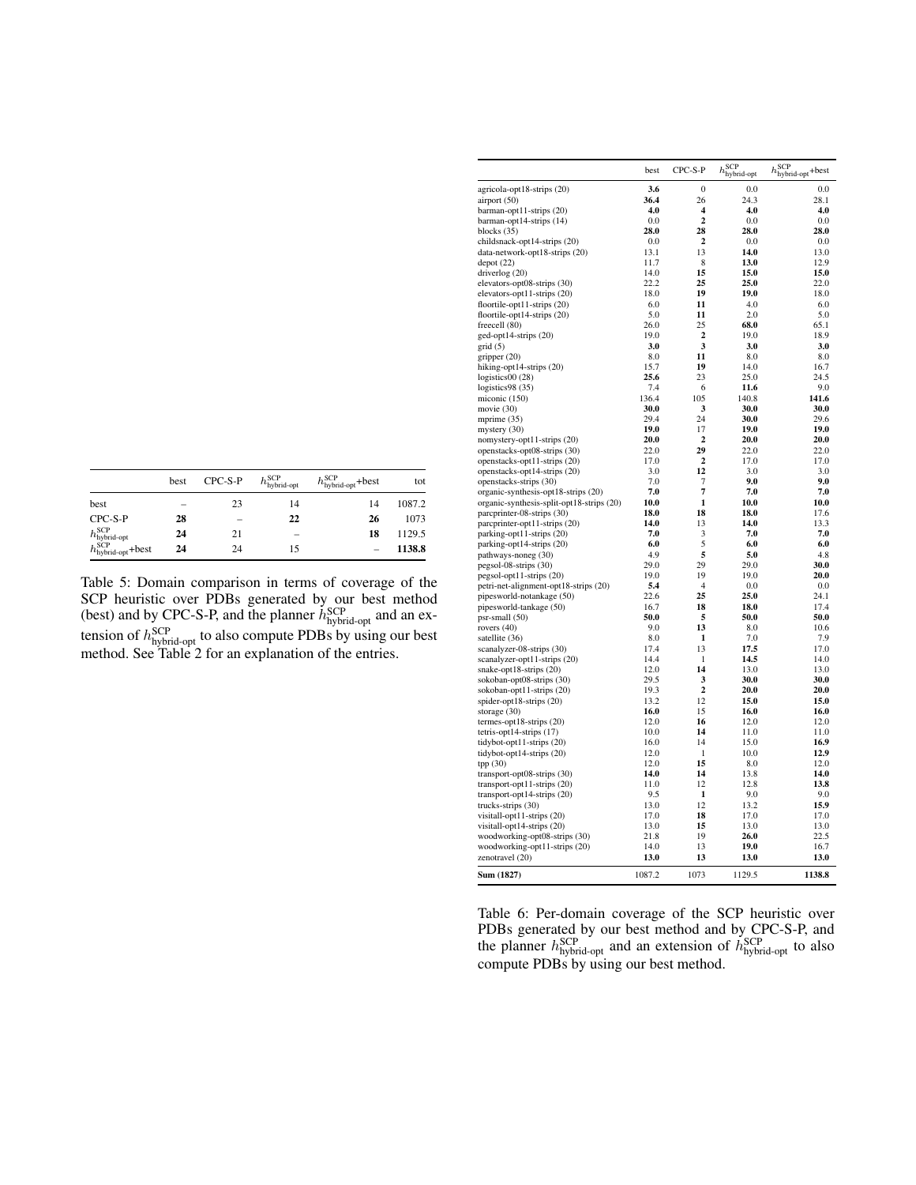|  | best | CPC-S-P | $h^{\text{SCP}}_{\text{hybrid-opt}}$ | $h^{\text{SCP}}_{\text{hybrid-opt}}$+best | tot |
|---|---|---|---|---|---|
| best | – | 23 | 14 | 14 | 1087.2 |
| CPC-S-P | **28** | – | **22** | **26** | 1073 |
| $h^{\text{SCP}}_{\text{hybrid-opt}}$ | **24** | 21 | – | **18** | 1129.5 |
| $h^{\text{SCP}}_{\text{hybrid-opt}}$+best | **24** | 24 | 15 | – | **1138.8** |

Table 5: Domain comparison in terms of coverage of the SCP heuristic over PDBs generated by our best method (best) and by CPC-S-P, and the planner $h^{\text{SCP}}_{\text{hybrid-opt}}$ and an extension of $h^{\text{SCP}}_{\text{hybrid-opt}}$ to also compute PDBs by using our best method. See Table 2 for an explanation of the entries.

|  | best | CPC-S-P | $h^{\text{SCP}}_{\text{hybrid-opt}}$ | $h^{\text{SCP}}_{\text{hybrid-opt}}$+best |
|---|---|---|---|---|
| agricola-opt18-strips (20) | **3.6** | 0 | 0.0 | 0.0 |
| airport (50) | **36.4** | 26 | 24.3 | 28.1 |
| barman-opt11-strips (20) | **4.0** | **4** | **4.0** | **4.0** |
| barman-opt14-strips (14) | 0.0 | **2** | 0.0 | 0.0 |
| blocks (35) | **28.0** | **28** | **28.0** | **28.0** |
| childsnack-opt14-strips (20) | 0.0 | **2** | 0.0 | 0.0 |
| data-network-opt18-strips (20) | 13.1 | 13 | **14.0** | 13.0 |
| depot (22) | 11.7 | 8 | **13.0** | 12.9 |
| driverlog (20) | 14.0 | **15** | **15.0** | **15.0** |
| elevators-opt08-strips (30) | 22.2 | **25** | **25.0** | 22.0 |
| elevators-opt11-strips (20) | 18.0 | **19** | **19.0** | 18.0 |
| floortile-opt11-strips (20) | 6.0 | **11** | 4.0 | 6.0 |
| floortile-opt14-strips (20) | 5.0 | **11** | 2.0 | 5.0 |
| freecell (80) | 26.0 | 25 | **68.0** | 65.1 |
| ged-opt14-strips (20) | 19.0 | **2** | 19.0 | 18.9 |
| grid (5) | **3.0** | **3** | **3.0** | **3.0** |
| gripper (20) | 8.0 | **11** | 8.0 | 8.0 |
| hiking-opt14-strips (20) | 15.7 | **19** | 14.0 | 16.7 |
| logistics00 (28) | **25.6** | 23 | 25.0 | 24.5 |
| logistics98 (35) | 7.4 | 6 | **11.6** | 9.0 |
| miconic (150) | 136.4 | 105 | 140.8 | **141.6** |
| movie (30) | **30.0** | 3 | **30.0** | **30.0** |
| mprime (35) | 29.4 | 24 | **30.0** | 29.6 |
| mystery (30) | **19.0** | 17 | **19.0** | **19.0** |
| nomystery-opt11-strips (20) | **20.0** | **2** | **20.0** | **20.0** |
| openstacks-opt08-strips (30) | 22.0 | **29** | 22.0 | 22.0 |
| openstacks-opt11-strips (20) | 17.0 | **2** | 17.0 | 17.0 |
| openstacks-opt14-strips (20) | 3.0 | **12** | 3.0 | 3.0 |
| openstacks-strips (30) | 7.0 | 7 | **9.0** | **9.0** |
| organic-synthesis-opt18-strips (20) | **7.0** | **7** | **7.0** | **7.0** |
| organic-synthesis-split-opt18-strips (20) | **10.0** | **1** | **10.0** | **10.0** |
| parcprinter-08-strips (30) | **18.0** | **18** | **18.0** | 17.6 |
| parcprinter-opt11-strips (20) | **14.0** | 13 | **14.0** | 13.3 |
| parking-opt11-strips (20) | **7.0** | 3 | **7.0** | **7.0** |
| parking-opt14-strips (20) | **6.0** | 5 | **6.0** | **6.0** |
| pathways-noneg (30) | 4.9 | **5** | **5.0** | 4.8 |
| pegsol-08-strips (30) | 29.0 | 29 | 29.0 | **30.0** |
| pegsol-opt11-strips (20) | 19.0 | 19 | 19.0 | **20.0** |
| petri-net-alignment-opt18-strips (20) | **5.4** | 4 | 0.0 | 0.0 |
| pipesworld-notankage (50) | 22.6 | **25** | **25.0** | 24.1 |
| pipesworld-tankage (50) | 16.7 | **18** | **18.0** | 17.4 |
| psr-small (50) | **50.0** | **5** | **50.0** | **50.0** |
| rovers (40) | 9.0 | **13** | 8.0 | 10.6 |
| satellite (36) | 8.0 | **1** | 7.0 | 7.9 |
| scanalyzer-08-strips (30) | 17.4 | 13 | **17.5** | 17.0 |
| scanalyzer-opt11-strips (20) | 14.4 | 1 | **14.5** | 14.0 |
| snake-opt18-strips (20) | 12.0 | **14** | 13.0 | 13.0 |
| sokoban-opt08-strips (30) | 29.5 | **3** | **30.0** | **30.0** |
| sokoban-opt11-strips (20) | 19.3 | **2** | **20.0** | **20.0** |
| spider-opt18-strips (20) | 13.2 | 12 | **15.0** | **15.0** |
| storage (30) | **16.0** | 15 | **16.0** | **16.0** |
| termes-opt18-strips (20) | 12.0 | **16** | 12.0 | 12.0 |
| tetris-opt14-strips (17) | 10.0 | **14** | 11.0 | 11.0 |
| tidybot-opt11-strips (20) | 16.0 | 14 | 15.0 | **16.9** |
| tidybot-opt14-strips (20) | 12.0 | 1 | 10.0 | **12.9** |
| tpp (30) | 12.0 | **15** | 8.0 | 12.0 |
| transport-opt08-strips (30) | **14.0** | **14** | 13.8 | **14.0** |
| transport-opt11-strips (20) | 11.0 | 12 | 12.8 | **13.8** |
| transport-opt14-strips (20) | 9.5 | **1** | 9.0 | 9.0 |
| trucks-strips (30) | 13.0 | 12 | 13.2 | **15.9** |
| visitall-opt11-strips (20) | 17.0 | **18** | 17.0 | 17.0 |
| visitall-opt14-strips (20) | 13.0 | **15** | 13.0 | 13.0 |
| woodworking-opt08-strips (30) | 21.8 | 19 | **26.0** | 22.5 |
| woodworking-opt11-strips (20) | 14.0 | 13 | **19.0** | 16.7 |
| zenotravel (20) | **13.0** | **13** | **13.0** | **13.0** |
| **Sum (1827)** | 1087.2 | 1073 | 1129.5 | **1138.8** |

Table 6: Per-domain coverage of the SCP heuristic over PDBs generated by our best method and by CPC-S-P, and the planner $h^{\text{SCP}}_{\text{hybrid-opt}}$ and an extension of $h^{\text{SCP}}_{\text{hybrid-opt}}$ to also compute PDBs by using our best method.